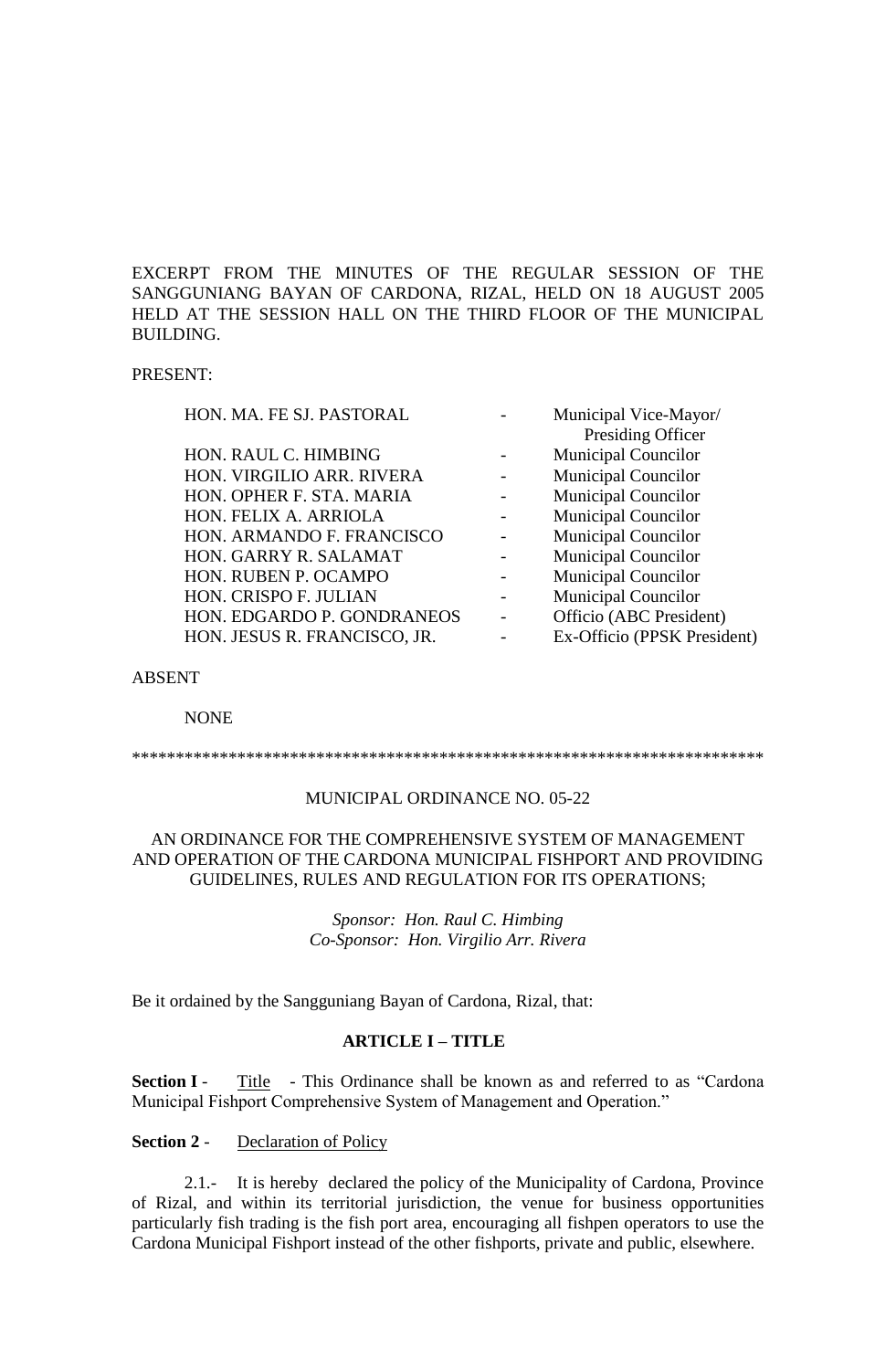EXCERPT FROM THE MINUTES OF THE REGULAR SESSION OF THE SANGGUNIANG BAYAN OF CARDONA, RIZAL, HELD ON 18 AUGUST 2005 HELD AT THE SESSION HALL ON THE THIRD FLOOR OF THE MUNICIPAL BUILDING.

PRESENT:

| | | |
|---|---|---|
| HON. MA. FE SJ. PASTORAL | - | Municipal Vice-Mayor/ Presiding Officer |
| HON. RAUL C. HIMBING | - | Municipal Councilor |
| HON. VIRGILIO ARR. RIVERA | - | Municipal Councilor |
| HON. OPHER F. STA. MARIA | - | Municipal Councilor |
| HON. FELIX A. ARRIOLA | - | Municipal Councilor |
| HON. ARMANDO F. FRANCISCO | - | Municipal Councilor |
| HON. GARRY R. SALAMAT | - | Municipal Councilor |
| HON. RUBEN P. OCAMPO | - | Municipal Councilor |
| HON. CRISPO F. JULIAN | - | Municipal Councilor |
| HON. EDGARDO P. GONDRANEOS | - | Officio (ABC President) |
| HON. JESUS R. FRANCISCO, JR. | - | Ex-Officio (PPSK President) |

ABSENT

NONE

*************************************************************************

MUNICIPAL ORDINANCE NO. 05-22

AN ORDINANCE FOR THE COMPREHENSIVE SYSTEM OF MANAGEMENT AND OPERATION OF THE CARDONA MUNICIPAL FISHPORT AND PROVIDING GUIDELINES, RULES AND REGULATION FOR ITS OPERATIONS;

*Sponsor: Hon. Raul C. Himbing*
*Co-Sponsor: Hon. Virgilio Arr. Rivera*

Be it ordained by the Sangguniang Bayan of Cardona, Rizal, that:

## ARTICLE I – TITLE

**Section I** - Title - This Ordinance shall be known as and referred to as "Cardona Municipal Fishport Comprehensive System of Management and Operation."

**Section 2** - Declaration of Policy

2.1.- It is hereby declared the policy of the Municipality of Cardona, Province of Rizal, and within its territorial jurisdiction, the venue for business opportunities particularly fish trading is the fish port area, encouraging all fishpen operators to use the Cardona Municipal Fishport instead of the other fishports, private and public, elsewhere.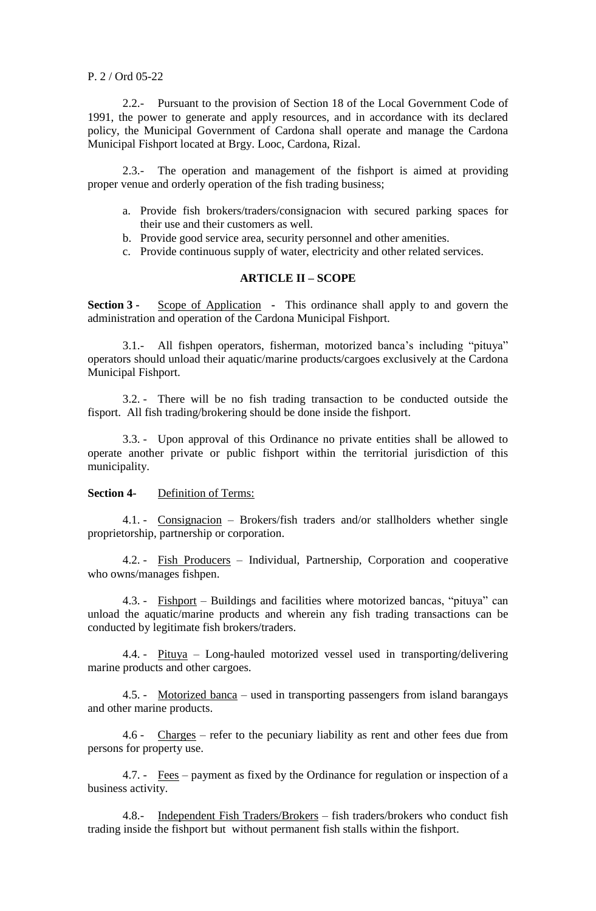2.2.- Pursuant to the provision of Section 18 of the Local Government Code of 1991, the power to generate and apply resources, and in accordance with its declared policy, the Municipal Government of Cardona shall operate and manage the Cardona Municipal Fishport located at Brgy. Looc, Cardona, Rizal.

2.3.- The operation and management of the fishport is aimed at providing proper venue and orderly operation of the fish trading business;

a. Provide fish brokers/traders/consignacion with secured parking spaces for their use and their customers as well.
b. Provide good service area, security personnel and other amenities.
c. Provide continuous supply of water, electricity and other related services.

## ARTICLE II – SCOPE

**Section 3** - Scope of Application - This ordinance shall apply to and govern the administration and operation of the Cardona Municipal Fishport.

3.1.- All fishpen operators, fisherman, motorized banca's including "pituya" operators should unload their aquatic/marine products/cargoes exclusively at the Cardona Municipal Fishport.

3.2. - There will be no fish trading transaction to be conducted outside the fisport. All fish trading/brokering should be done inside the fishport.

3.3. - Upon approval of this Ordinance no private entities shall be allowed to operate another private or public fishport within the territorial jurisdiction of this municipality.

**Section 4**- Definition of Terms:

4.1. - Consignacion – Brokers/fish traders and/or stallholders whether single proprietorship, partnership or corporation.

4.2. - Fish Producers – Individual, Partnership, Corporation and cooperative who owns/manages fishpen.

4.3. - Fishport – Buildings and facilities where motorized bancas, "pituya" can unload the aquatic/marine products and wherein any fish trading transactions can be conducted by legitimate fish brokers/traders.

4.4. - Pituya – Long-hauled motorized vessel used in transporting/delivering marine products and other cargoes.

4.5. - Motorized banca – used in transporting passengers from island barangays and other marine products.

4.6 - Charges – refer to the pecuniary liability as rent and other fees due from persons for property use.

4.7. - Fees – payment as fixed by the Ordinance for regulation or inspection of a business activity.

4.8.- Independent Fish Traders/Brokers – fish traders/brokers who conduct fish trading inside the fishport but without permanent fish stalls within the fishport.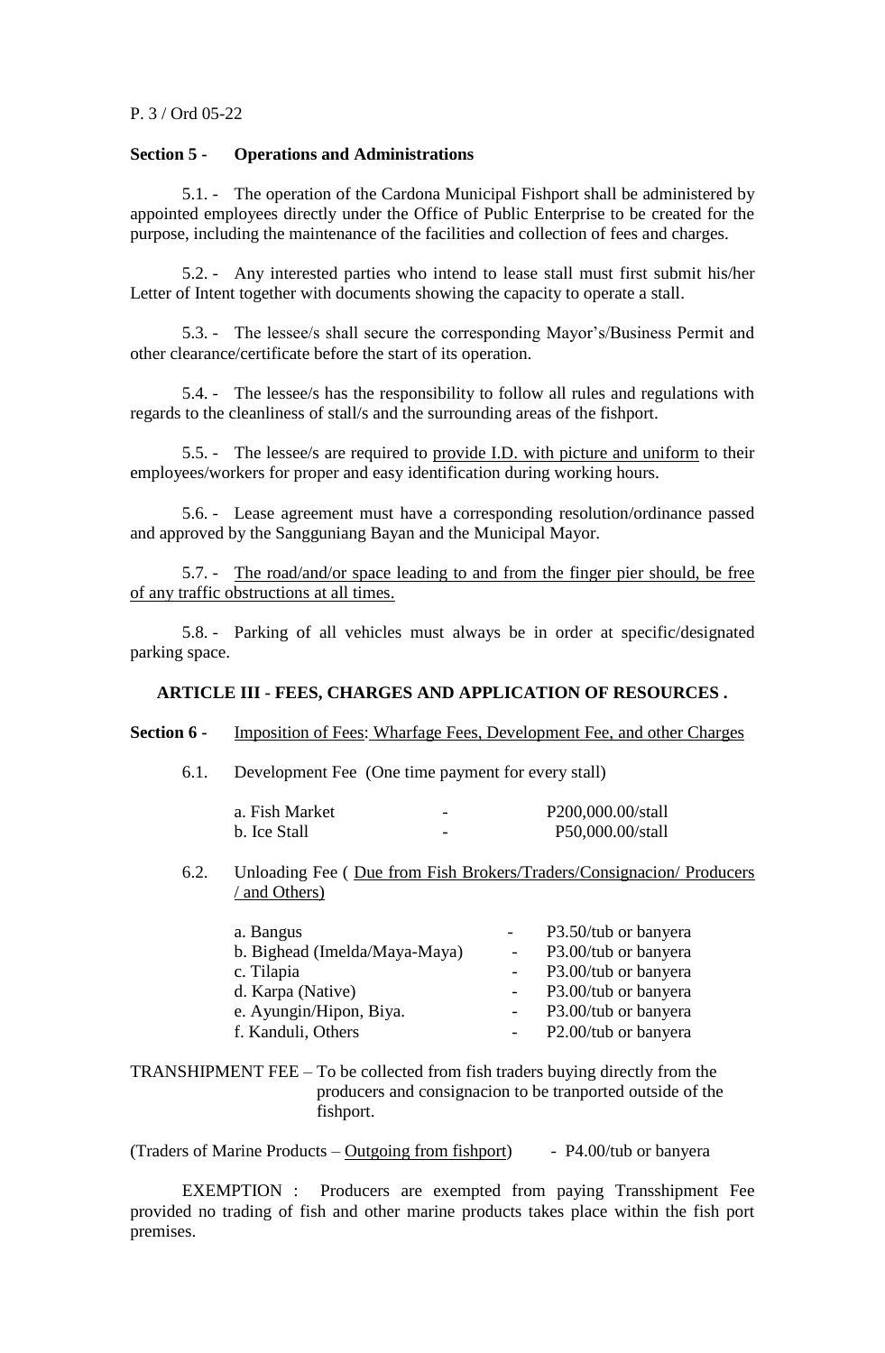P. 3 / Ord 05-22

**Section 5 - Operations and Administrations**

5.1. - The operation of the Cardona Municipal Fishport shall be administered by appointed employees directly under the Office of Public Enterprise to be created for the purpose, including the maintenance of the facilities and collection of fees and charges.

5.2. - Any interested parties who intend to lease stall must first submit his/her Letter of Intent together with documents showing the capacity to operate a stall.

5.3. - The lessee/s shall secure the corresponding Mayor's/Business Permit and other clearance/certificate before the start of its operation.

5.4. - The lessee/s has the responsibility to follow all rules and regulations with regards to the cleanliness of stall/s and the surrounding areas of the fishport.

5.5. - The lessee/s are required to <u>provide I.D. with picture and uniform</u> to their employees/workers for proper and easy identification during working hours.

5.6. - Lease agreement must have a corresponding resolution/ordinance passed and approved by the Sangguniang Bayan and the Municipal Mayor.

5.7. - <u>The road/and/or space leading to and from the finger pier should, be free of any traffic obstructions at all times.</u>

5.8. - Parking of all vehicles must always be in order at specific/designated parking space.

**ARTICLE III - FEES, CHARGES AND APPLICATION OF RESOURCES .**

**Section 6 -** <u>Imposition of Fees: Wharfage Fees, Development Fee, and other Charges</u>

6.1. Development Fee (One time payment for every stall)

| | | |
|---|---|---|
| a. Fish Market | - | P200,000.00/stall |
| b. Ice Stall | - | P50,000.00/stall |

6.2. Unloading Fee ( <u>Due from Fish Brokers/Traders/Consignacion/ Producers / and Others)</u>

| | | |
|---|---|---|
| a. Bangus | - | P3.50/tub or banyera |
| b. Bighead (Imelda/Maya-Maya) | - | P3.00/tub or banyera |
| c. Tilapia | - | P3.00/tub or banyera |
| d. Karpa (Native) | - | P3.00/tub or banyera |
| e. Ayungin/Hipon, Biya. | - | P3.00/tub or banyera |
| f. Kanduli, Others | - | P2.00/tub or banyera |

TRANSHIPMENT FEE – To be collected from fish traders buying directly from the producers and consignacion to be tranported outside of the fishport.

(Traders of Marine Products – <u>Outgoing from fishport</u>) - P4.00/tub or banyera

EXEMPTION : Producers are exempted from paying Transshipment Fee provided no trading of fish and other marine products takes place within the fish port premises.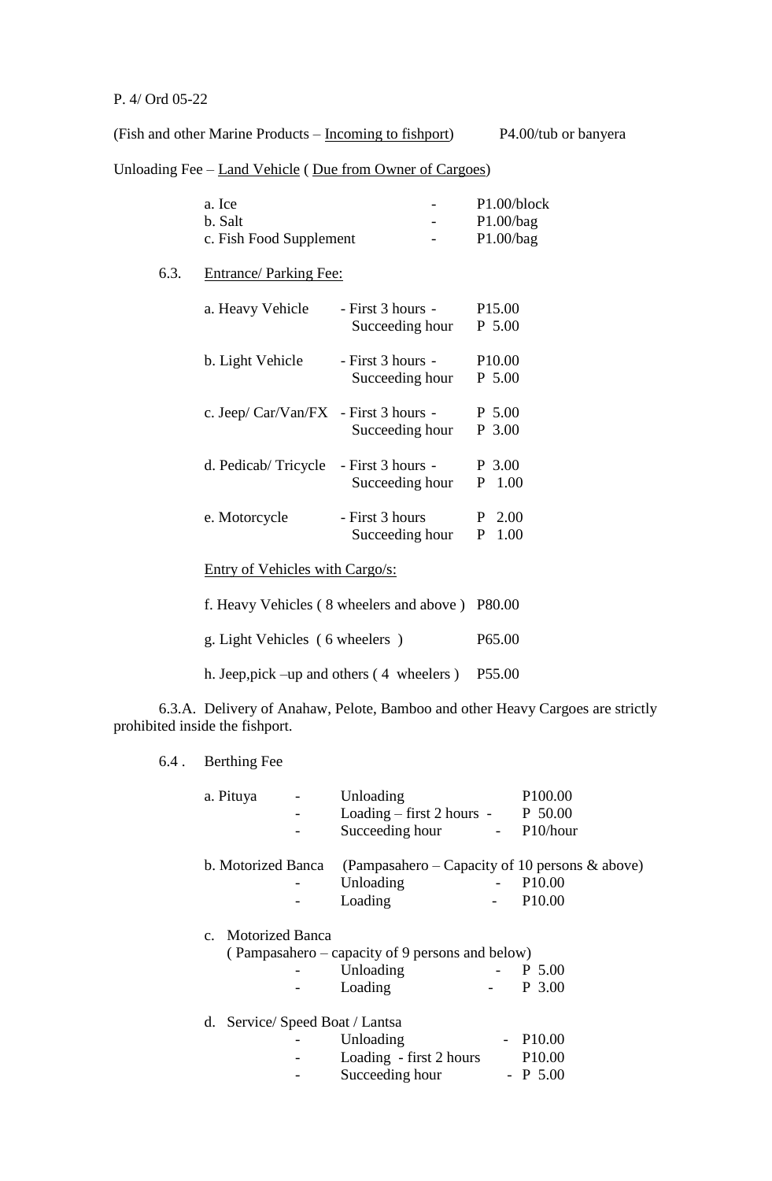P. 4/ Ord 05-22

(Fish and other Marine Products – Incoming to fishport) P4.00/tub or banyera

Unloading Fee – Land Vehicle ( Due from Owner of Cargoes)

| | | |
|---|---|---|
| a. Ice | - | P1.00/block |
| b. Salt | - | P1.00/bag |
| c. Fish Food Supplement | - | P1.00/bag |

6.3. Entrance/ Parking Fee:

| | | |
|---|---|---|
| a. Heavy Vehicle | - First 3 hours - | P15.00 |
| | Succeeding hour | P 5.00 |
| b. Light Vehicle | - First 3 hours - | P10.00 |
| | Succeeding hour | P 5.00 |
| c. Jeep/ Car/Van/FX | - First 3 hours - | P 5.00 |
| | Succeeding hour | P 3.00 |
| d. Pedicab/ Tricycle | - First 3 hours - | P 3.00 |
| | Succeeding hour | P 1.00 |
| e. Motorcycle | - First 3 hours | P 2.00 |
| | Succeeding hour | P 1.00 |

Entry of Vehicles with Cargo/s:

| | |
|---|---|
| f. Heavy Vehicles ( 8 wheelers and above ) | P80.00 |
| g. Light Vehicles ( 6 wheelers ) | P65.00 |
| h. Jeep,pick –up and others ( 4 wheelers ) | P55.00 |

6.3.A. Delivery of Anahaw, Pelote, Bamboo and other Heavy Cargoes are strictly prohibited inside the fishport.

6.4 . Berthing Fee

a. Pituya

| | | |
|---|---|---|
| - | Unloading | P100.00 |
| - | Loading – first 2 hours - | P 50.00 |
| - | Succeeding hour - | P10/hour |

b. Motorized Banca (Pampasahero – Capacity of 10 persons & above)

| | | |
|---|---|---|
| - | Unloading - | P10.00 |
| - | Loading - | P10.00 |

c. Motorized Banca
( Pampasahero – capacity of 9 persons and below)

| | | |
|---|---|---|
| - | Unloading - | P 5.00 |
| - | Loading - | P 3.00 |

d. Service/ Speed Boat / Lantsa

| | | |
|---|---|---|
| - | Unloading - | P10.00 |
| - | Loading - first 2 hours | P10.00 |
| - | Succeeding hour - | P 5.00 |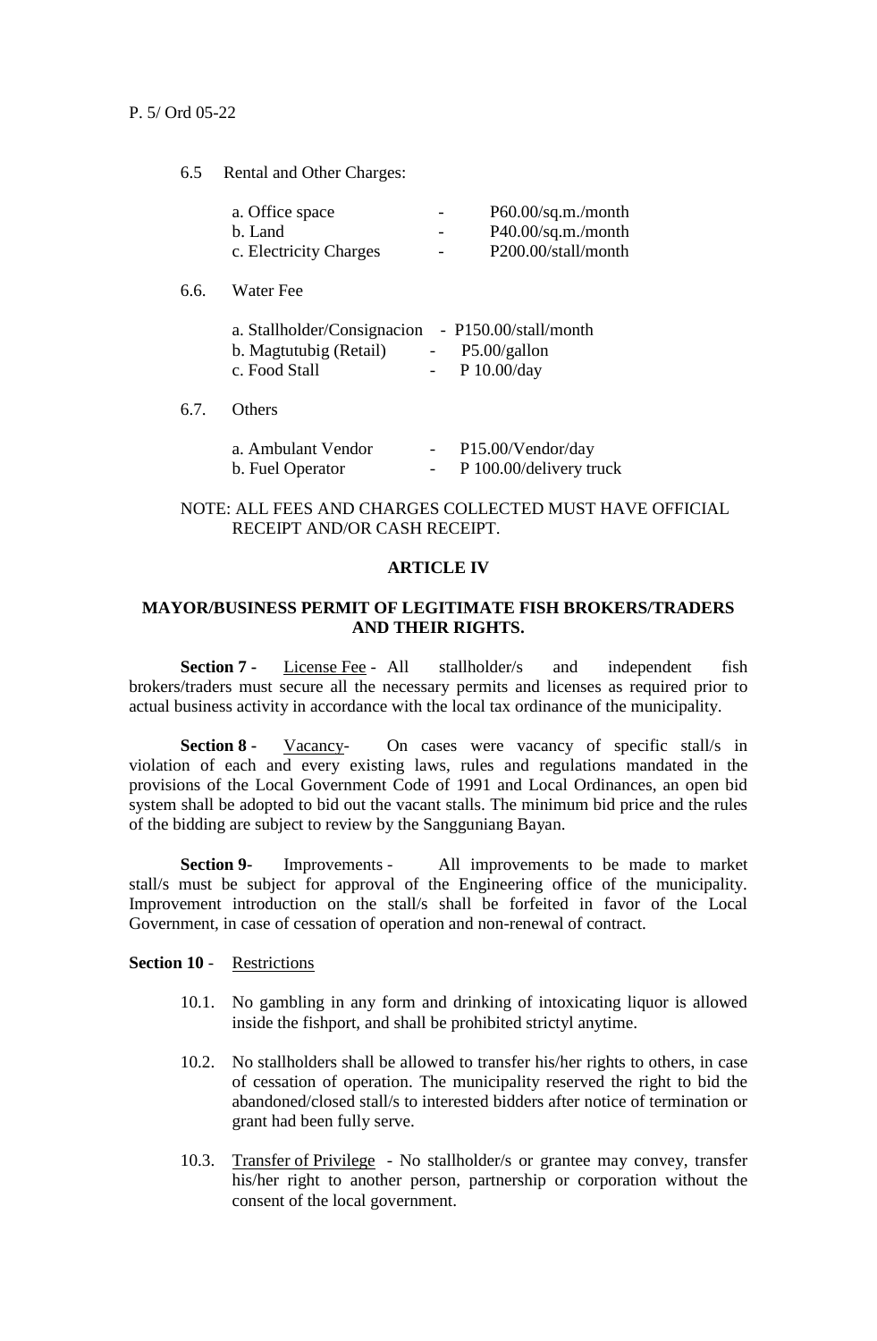6.5 Rental and Other Charges:

| | | |
|---|---|---|
| a. Office space | - | P60.00/sq.m./month |
| b. Land | - | P40.00/sq.m./month |
| c. Electricity Charges | - | P200.00/stall/month |

6.6. Water Fee

| | | |
|---|---|---|
| a. Stallholder/Consignacion | - | P150.00/stall/month |
| b. Magtutubig (Retail) | - | P5.00/gallon |
| c. Food Stall | - | P 10.00/day |

6.7. Others

| | | |
|---|---|---|
| a. Ambulant Vendor | - | P15.00/Vendor/day |
| b. Fuel Operator | - | P 100.00/delivery truck |

NOTE: ALL FEES AND CHARGES COLLECTED MUST HAVE OFFICIAL RECEIPT AND/OR CASH RECEIPT.

## ARTICLE IV

### MAYOR/BUSINESS PERMIT OF LEGITIMATE FISH BROKERS/TRADERS AND THEIR RIGHTS.

**Section 7 -** License Fee - All stallholder/s and independent fish brokers/traders must secure all the necessary permits and licenses as required prior to actual business activity in accordance with the local tax ordinance of the municipality.

**Section 8 -** Vacancy- On cases were vacancy of specific stall/s in violation of each and every existing laws, rules and regulations mandated in the provisions of the Local Government Code of 1991 and Local Ordinances, an open bid system shall be adopted to bid out the vacant stalls. The minimum bid price and the rules of the bidding are subject to review by the Sangguniang Bayan.

**Section 9-** Improvements - All improvements to be made to market stall/s must be subject for approval of the Engineering office of the municipality. Improvement introduction on the stall/s shall be forfeited in favor of the Local Government, in case of cessation of operation and non-renewal of contract.

**Section 10 -** Restrictions

10.1. No gambling in any form and drinking of intoxicating liquor is allowed inside the fishport, and shall be prohibited strictyl anytime.

10.2. No stallholders shall be allowed to transfer his/her rights to others, in case of cessation of operation. The municipality reserved the right to bid the abandoned/closed stall/s to interested bidders after notice of termination or grant had been fully serve.

10.3. Transfer of Privilege - No stallholder/s or grantee may convey, transfer his/her right to another person, partnership or corporation without the consent of the local government.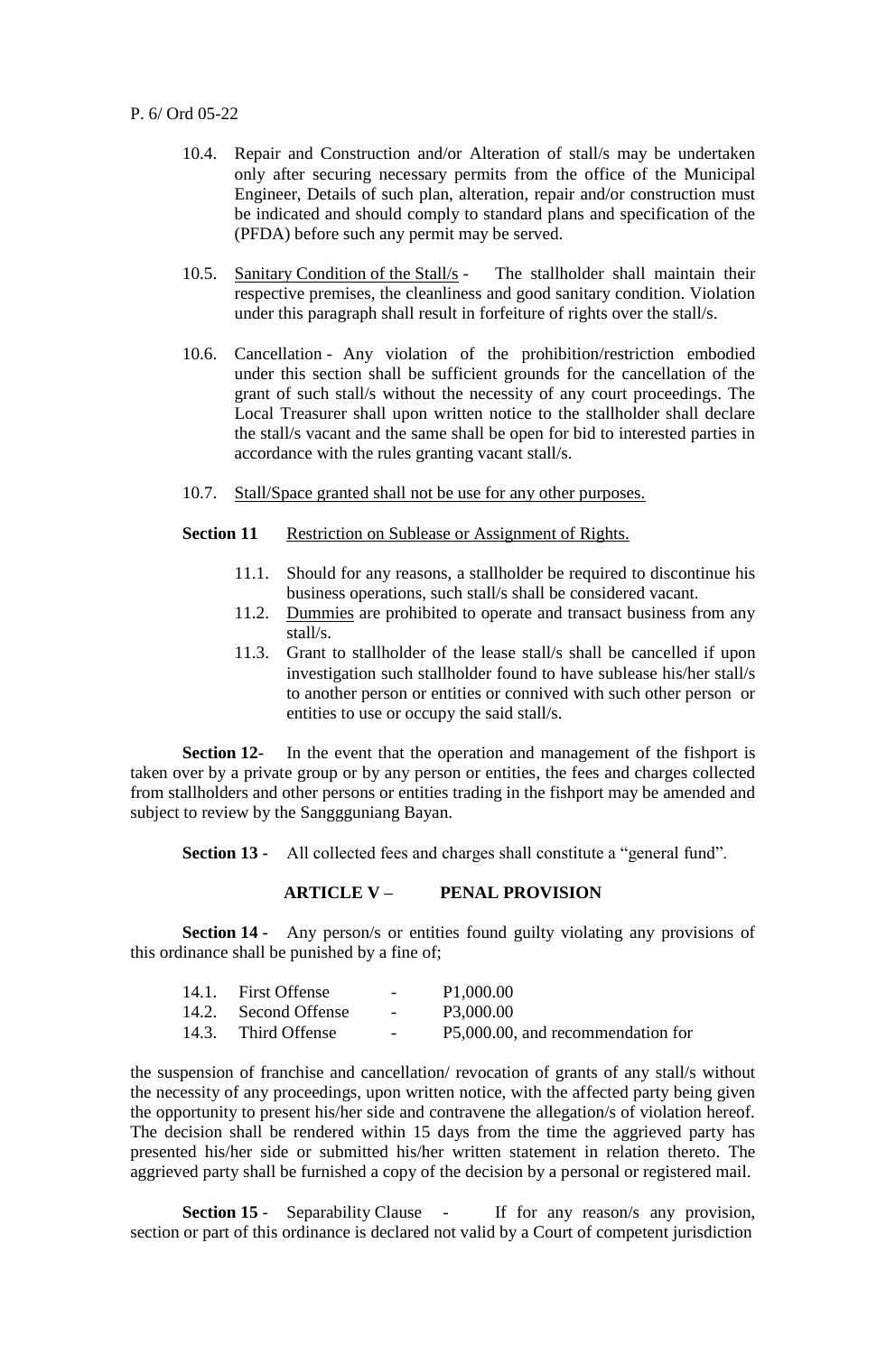10.4. Repair and Construction and/or Alteration of stall/s may be undertaken only after securing necessary permits from the office of the Municipal Engineer, Details of such plan, alteration, repair and/or construction must be indicated and should comply to standard plans and specification of the (PFDA) before such any permit may be served.

10.5. Sanitary Condition of the Stall/s - The stallholder shall maintain their respective premises, the cleanliness and good sanitary condition. Violation under this paragraph shall result in forfeiture of rights over the stall/s.

10.6. Cancellation - Any violation of the prohibition/restriction embodied under this section shall be sufficient grounds for the cancellation of the grant of such stall/s without the necessity of any court proceedings. The Local Treasurer shall upon written notice to the stallholder shall declare the stall/s vacant and the same shall be open for bid to interested parties in accordance with the rules granting vacant stall/s.

10.7. Stall/Space granted shall not be use for any other purposes.

**Section 11** Restriction on Sublease or Assignment of Rights.

11.1. Should for any reasons, a stallholder be required to discontinue his business operations, such stall/s shall be considered vacant.

11.2. Dummies are prohibited to operate and transact business from any stall/s.

11.3. Grant to stallholder of the lease stall/s shall be cancelled if upon investigation such stallholder found to have sublease his/her stall/s to another person or entities or connived with such other person or entities to use or occupy the said stall/s.

**Section 12**- In the event that the operation and management of the fishport is taken over by a private group or by any person or entities, the fees and charges collected from stallholders and other persons or entities trading in the fishport may be amended and subject to review by the Sanggguniang Bayan.

**Section 13 -** All collected fees and charges shall constitute a "general fund".

## ARTICLE V – PENAL PROVISION

**Section 14 -** Any person/s or entities found guilty violating any provisions of this ordinance shall be punished by a fine of;

14.1. First Offense - P1,000.00
14.2. Second Offense - P3,000.00
14.3. Third Offense - P5,000.00, and recommendation for

the suspension of franchise and cancellation/ revocation of grants of any stall/s without the necessity of any proceedings, upon written notice, with the affected party being given the opportunity to present his/her side and contravene the allegation/s of violation hereof. The decision shall be rendered within 15 days from the time the aggrieved party has presented his/her side or submitted his/her written statement in relation thereto. The aggrieved party shall be furnished a copy of the decision by a personal or registered mail.

**Section 15** - Separability Clause - If for any reason/s any provision, section or part of this ordinance is declared not valid by a Court of competent jurisdiction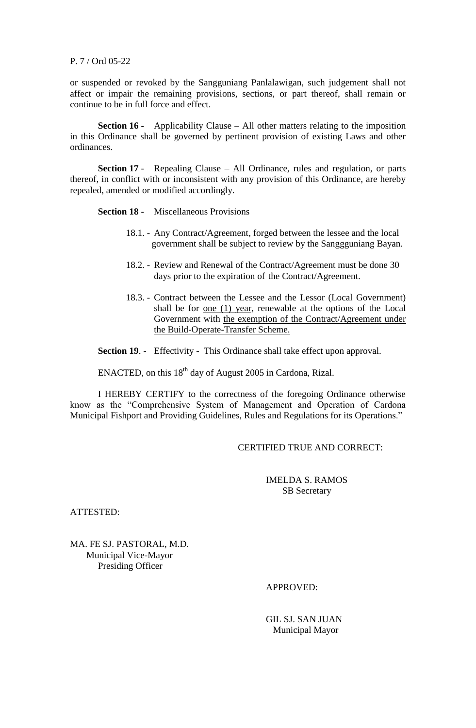or suspended or revoked by the Sangguniang Panlalawigan, such judgement shall not affect or impair the remaining provisions, sections, or part thereof, shall remain or continue to be in full force and effect.

**Section 16** - Applicability Clause – All other matters relating to the imposition in this Ordinance shall be governed by pertinent provision of existing Laws and other ordinances.

**Section 17** - Repealing Clause – All Ordinance, rules and regulation, or parts thereof, in conflict with or inconsistent with any provision of this Ordinance, are hereby repealed, amended or modified accordingly.

**Section 18** - Miscellaneous Provisions

18.1. - Any Contract/Agreement, forged between the lessee and the local government shall be subject to review by the Sanggguniang Bayan.

18.2. - Review and Renewal of the Contract/Agreement must be done 30 days prior to the expiration of the Contract/Agreement.

18.3. - Contract between the Lessee and the Lessor (Local Government) shall be for <u>one (1) year</u>, renewable at the options of the Local Government with <u>the exemption of the Contract/Agreement under the Build-Operate-Transfer Scheme.</u>

**Section 19**. - Effectivity - This Ordinance shall take effect upon approval.

ENACTED, on this 18th day of August 2005 in Cardona, Rizal.

I HEREBY CERTIFY to the correctness of the foregoing Ordinance otherwise know as the "Comprehensive System of Management and Operation of Cardona Municipal Fishport and Providing Guidelines, Rules and Regulations for its Operations."

CERTIFIED TRUE AND CORRECT:

IMELDA S. RAMOS
SB Secretary

ATTESTED:

MA. FE SJ. PASTORAL, M.D.
Municipal Vice-Mayor
Presiding Officer

APPROVED:

GIL SJ. SAN JUAN
Municipal Mayor